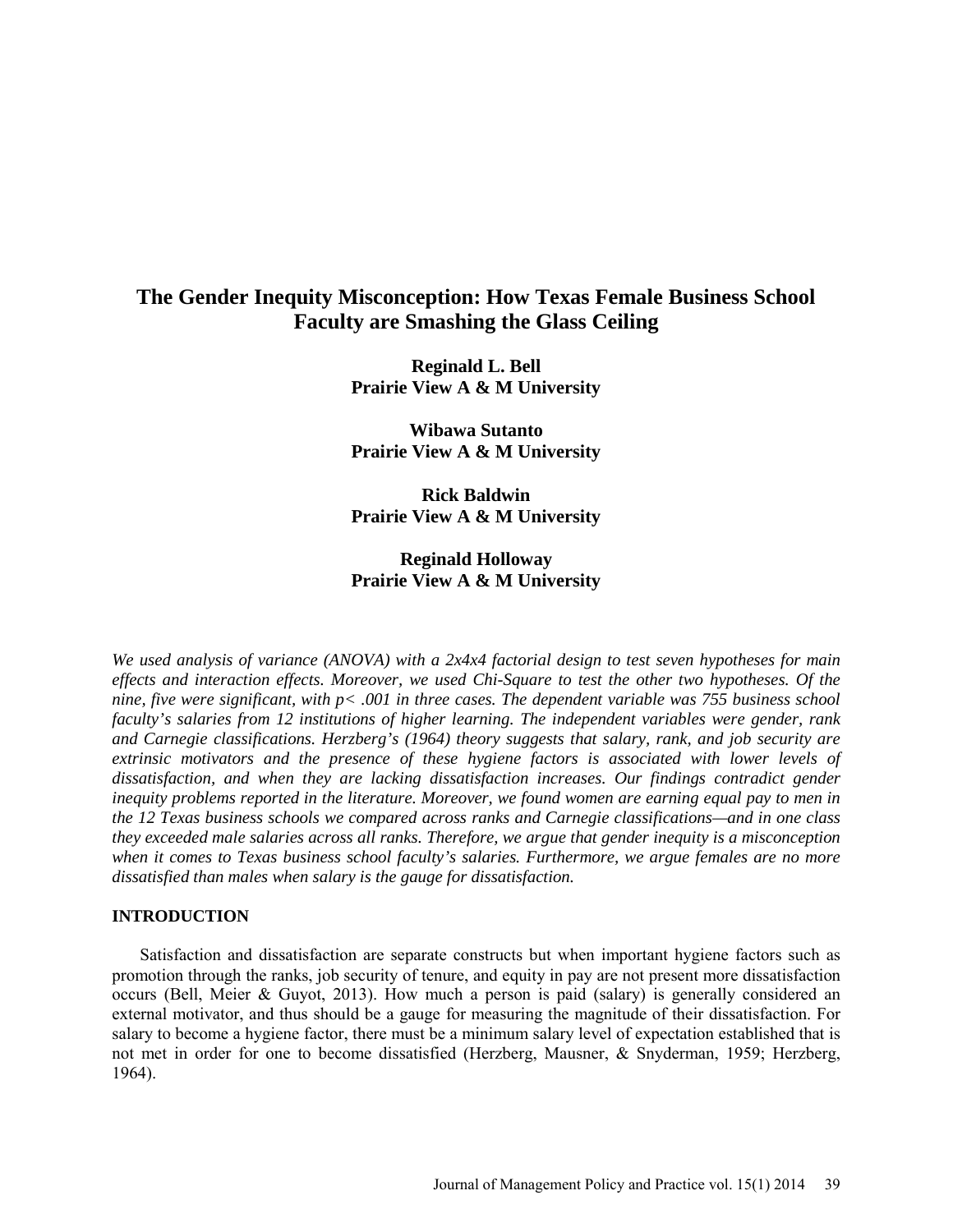# The Gender Inequity Misconception: How Texas Female Business School Faculty are Smashing the Glass Ceiling

**Reginald L. Bell**
**Prairie View A & M University**

**Wibawa Sutanto**
**Prairie View A & M University**

**Rick Baldwin**
**Prairie View A & M University**

**Reginald Holloway**
**Prairie View A & M University**

*We used analysis of variance (ANOVA) with a 2x4x4 factorial design to test seven hypotheses for main effects and interaction effects. Moreover, we used Chi-Square to test the other two hypotheses. Of the nine, five were significant, with p< .001 in three cases. The dependent variable was 755 business school faculty's salaries from 12 institutions of higher learning. The independent variables were gender, rank and Carnegie classifications. Herzberg's (1964) theory suggests that salary, rank, and job security are extrinsic motivators and the presence of these hygiene factors is associated with lower levels of dissatisfaction, and when they are lacking dissatisfaction increases. Our findings contradict gender inequity problems reported in the literature. Moreover, we found women are earning equal pay to men in the 12 Texas business schools we compared across ranks and Carnegie classifications—and in one class they exceeded male salaries across all ranks. Therefore, we argue that gender inequity is a misconception when it comes to Texas business school faculty's salaries. Furthermore, we argue females are no more dissatisfied than males when salary is the gauge for dissatisfaction.*

## INTRODUCTION

Satisfaction and dissatisfaction are separate constructs but when important hygiene factors such as promotion through the ranks, job security of tenure, and equity in pay are not present more dissatisfaction occurs (Bell, Meier & Guyot, 2013). How much a person is paid (salary) is generally considered an external motivator, and thus should be a gauge for measuring the magnitude of their dissatisfaction. For salary to become a hygiene factor, there must be a minimum salary level of expectation established that is not met in order for one to become dissatisfied (Herzberg, Mausner, & Snyderman, 1959; Herzberg, 1964).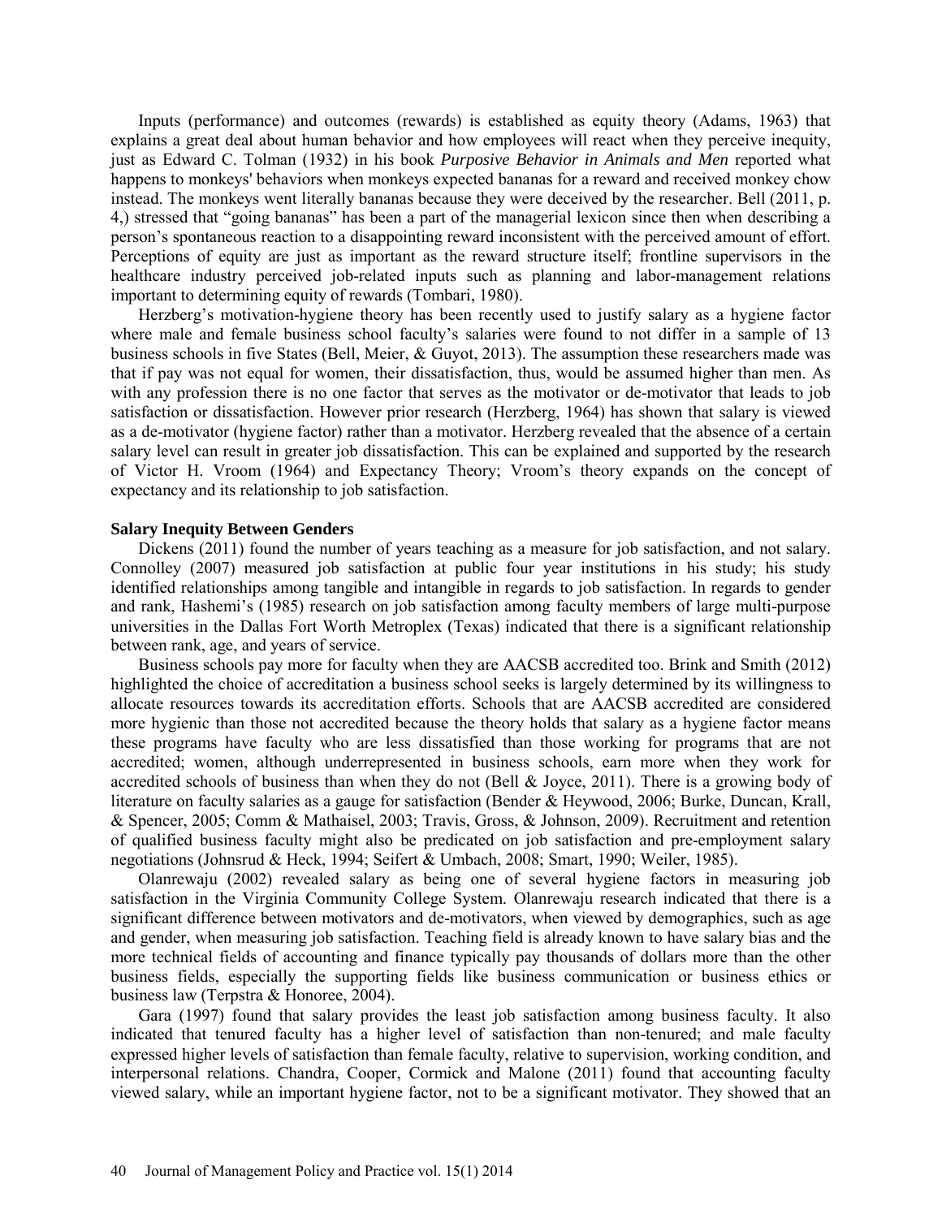Inputs (performance) and outcomes (rewards) is established as equity theory (Adams, 1963) that explains a great deal about human behavior and how employees will react when they perceive inequity, just as Edward C. Tolman (1932) in his book *Purposive Behavior in Animals and Men* reported what happens to monkeys' behaviors when monkeys expected bananas for a reward and received monkey chow instead. The monkeys went literally bananas because they were deceived by the researcher. Bell (2011, p. 4,) stressed that "going bananas" has been a part of the managerial lexicon since then when describing a person's spontaneous reaction to a disappointing reward inconsistent with the perceived amount of effort. Perceptions of equity are just as important as the reward structure itself; frontline supervisors in the healthcare industry perceived job-related inputs such as planning and labor-management relations important to determining equity of rewards (Tombari, 1980).

Herzberg's motivation-hygiene theory has been recently used to justify salary as a hygiene factor where male and female business school faculty's salaries were found to not differ in a sample of 13 business schools in five States (Bell, Meier, & Guyot, 2013). The assumption these researchers made was that if pay was not equal for women, their dissatisfaction, thus, would be assumed higher than men. As with any profession there is no one factor that serves as the motivator or de-motivator that leads to job satisfaction or dissatisfaction. However prior research (Herzberg, 1964) has shown that salary is viewed as a de-motivator (hygiene factor) rather than a motivator. Herzberg revealed that the absence of a certain salary level can result in greater job dissatisfaction. This can be explained and supported by the research of Victor H. Vroom (1964) and Expectancy Theory; Vroom's theory expands on the concept of expectancy and its relationship to job satisfaction.

### Salary Inequity Between Genders

Dickens (2011) found the number of years teaching as a measure for job satisfaction, and not salary. Connolley (2007) measured job satisfaction at public four year institutions in his study; his study identified relationships among tangible and intangible in regards to job satisfaction. In regards to gender and rank, Hashemi's (1985) research on job satisfaction among faculty members of large multi-purpose universities in the Dallas Fort Worth Metroplex (Texas) indicated that there is a significant relationship between rank, age, and years of service.

Business schools pay more for faculty when they are AACSB accredited too. Brink and Smith (2012) highlighted the choice of accreditation a business school seeks is largely determined by its willingness to allocate resources towards its accreditation efforts. Schools that are AACSB accredited are considered more hygienic than those not accredited because the theory holds that salary as a hygiene factor means these programs have faculty who are less dissatisfied than those working for programs that are not accredited; women, although underrepresented in business schools, earn more when they work for accredited schools of business than when they do not (Bell & Joyce, 2011). There is a growing body of literature on faculty salaries as a gauge for satisfaction (Bender & Heywood, 2006; Burke, Duncan, Krall, & Spencer, 2005; Comm & Mathaisel, 2003; Travis, Gross, & Johnson, 2009). Recruitment and retention of qualified business faculty might also be predicated on job satisfaction and pre-employment salary negotiations (Johnsrud & Heck, 1994; Seifert & Umbach, 2008; Smart, 1990; Weiler, 1985).

Olanrewaju (2002) revealed salary as being one of several hygiene factors in measuring job satisfaction in the Virginia Community College System. Olanrewaju research indicated that there is a significant difference between motivators and de-motivators, when viewed by demographics, such as age and gender, when measuring job satisfaction. Teaching field is already known to have salary bias and the more technical fields of accounting and finance typically pay thousands of dollars more than the other business fields, especially the supporting fields like business communication or business ethics or business law (Terpstra & Honoree, 2004).

Gara (1997) found that salary provides the least job satisfaction among business faculty. It also indicated that tenured faculty has a higher level of satisfaction than non-tenured; and male faculty expressed higher levels of satisfaction than female faculty, relative to supervision, working condition, and interpersonal relations. Chandra, Cooper, Cormick and Malone (2011) found that accounting faculty viewed salary, while an important hygiene factor, not to be a significant motivator. They showed that an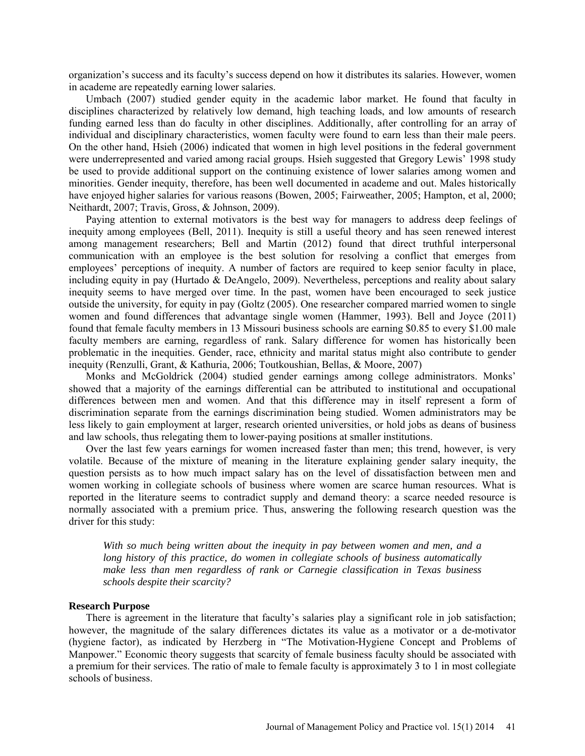organization's success and its faculty's success depend on how it distributes its salaries. However, women in academe are repeatedly earning lower salaries.

Umbach (2007) studied gender equity in the academic labor market. He found that faculty in disciplines characterized by relatively low demand, high teaching loads, and low amounts of research funding earned less than do faculty in other disciplines. Additionally, after controlling for an array of individual and disciplinary characteristics, women faculty were found to earn less than their male peers. On the other hand, Hsieh (2006) indicated that women in high level positions in the federal government were underrepresented and varied among racial groups. Hsieh suggested that Gregory Lewis' 1998 study be used to provide additional support on the continuing existence of lower salaries among women and minorities. Gender inequity, therefore, has been well documented in academe and out. Males historically have enjoyed higher salaries for various reasons (Bowen, 2005; Fairweather, 2005; Hampton, et al, 2000; Neithardt, 2007; Travis, Gross, & Johnson, 2009).

Paying attention to external motivators is the best way for managers to address deep feelings of inequity among employees (Bell, 2011). Inequity is still a useful theory and has seen renewed interest among management researchers; Bell and Martin (2012) found that direct truthful interpersonal communication with an employee is the best solution for resolving a conflict that emerges from employees' perceptions of inequity. A number of factors are required to keep senior faculty in place, including equity in pay (Hurtado & DeAngelo, 2009). Nevertheless, perceptions and reality about salary inequity seems to have merged over time. In the past, women have been encouraged to seek justice outside the university, for equity in pay (Goltz (2005). One researcher compared married women to single women and found differences that advantage single women (Hammer, 1993). Bell and Joyce (2011) found that female faculty members in 13 Missouri business schools are earning \$0.85 to every \$1.00 male faculty members are earning, regardless of rank. Salary difference for women has historically been problematic in the inequities. Gender, race, ethnicity and marital status might also contribute to gender inequity (Renzulli, Grant, & Kathuria, 2006; Toutkoushian, Bellas, & Moore, 2007)

Monks and McGoldrick (2004) studied gender earnings among college administrators. Monks' showed that a majority of the earnings differential can be attributed to institutional and occupational differences between men and women. And that this difference may in itself represent a form of discrimination separate from the earnings discrimination being studied. Women administrators may be less likely to gain employment at larger, research oriented universities, or hold jobs as deans of business and law schools, thus relegating them to lower-paying positions at smaller institutions.

Over the last few years earnings for women increased faster than men; this trend, however, is very volatile. Because of the mixture of meaning in the literature explaining gender salary inequity, the question persists as to how much impact salary has on the level of dissatisfaction between men and women working in collegiate schools of business where women are scarce human resources. What is reported in the literature seems to contradict supply and demand theory: a scarce needed resource is normally associated with a premium price. Thus, answering the following research question was the driver for this study:

> *With so much being written about the inequity in pay between women and men, and a long history of this practice, do women in collegiate schools of business automatically make less than men regardless of rank or Carnegie classification in Texas business schools despite their scarcity?*

**Research Purpose**

There is agreement in the literature that faculty's salaries play a significant role in job satisfaction; however, the magnitude of the salary differences dictates its value as a motivator or a de-motivator (hygiene factor), as indicated by Herzberg in "The Motivation-Hygiene Concept and Problems of Manpower." Economic theory suggests that scarcity of female business faculty should be associated with a premium for their services. The ratio of male to female faculty is approximately 3 to 1 in most collegiate schools of business.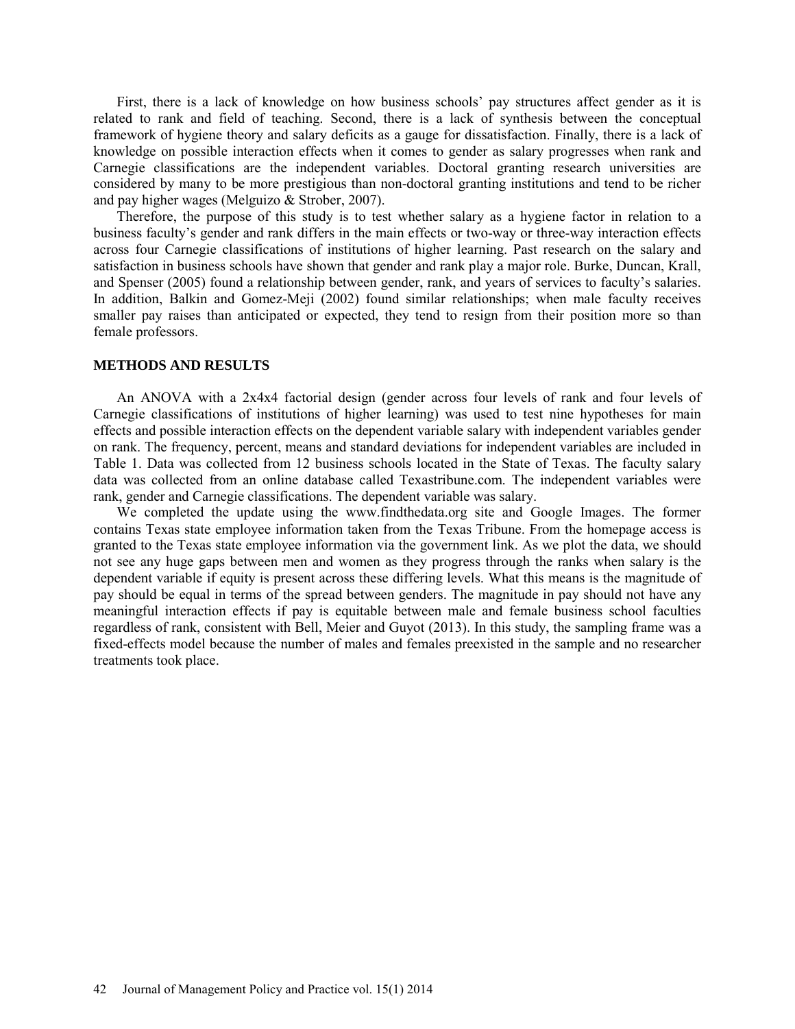First, there is a lack of knowledge on how business schools' pay structures affect gender as it is related to rank and field of teaching. Second, there is a lack of synthesis between the conceptual framework of hygiene theory and salary deficits as a gauge for dissatisfaction. Finally, there is a lack of knowledge on possible interaction effects when it comes to gender as salary progresses when rank and Carnegie classifications are the independent variables. Doctoral granting research universities are considered by many to be more prestigious than non-doctoral granting institutions and tend to be richer and pay higher wages (Melguizo & Strober, 2007).

Therefore, the purpose of this study is to test whether salary as a hygiene factor in relation to a business faculty's gender and rank differs in the main effects or two-way or three-way interaction effects across four Carnegie classifications of institutions of higher learning. Past research on the salary and satisfaction in business schools have shown that gender and rank play a major role. Burke, Duncan, Krall, and Spenser (2005) found a relationship between gender, rank, and years of services to faculty's salaries. In addition, Balkin and Gomez-Meji (2002) found similar relationships; when male faculty receives smaller pay raises than anticipated or expected, they tend to resign from their position more so than female professors.

## METHODS AND RESULTS

An ANOVA with a 2x4x4 factorial design (gender across four levels of rank and four levels of Carnegie classifications of institutions of higher learning) was used to test nine hypotheses for main effects and possible interaction effects on the dependent variable salary with independent variables gender on rank. The frequency, percent, means and standard deviations for independent variables are included in Table 1. Data was collected from 12 business schools located in the State of Texas. The faculty salary data was collected from an online database called Texastribune.com. The independent variables were rank, gender and Carnegie classifications. The dependent variable was salary.

We completed the update using the www.findthedata.org site and Google Images. The former contains Texas state employee information taken from the Texas Tribune. From the homepage access is granted to the Texas state employee information via the government link. As we plot the data, we should not see any huge gaps between men and women as they progress through the ranks when salary is the dependent variable if equity is present across these differing levels. What this means is the magnitude of pay should be equal in terms of the spread between genders. The magnitude in pay should not have any meaningful interaction effects if pay is equitable between male and female business school faculties regardless of rank, consistent with Bell, Meier and Guyot (2013). In this study, the sampling frame was a fixed-effects model because the number of males and females preexisted in the sample and no researcher treatments took place.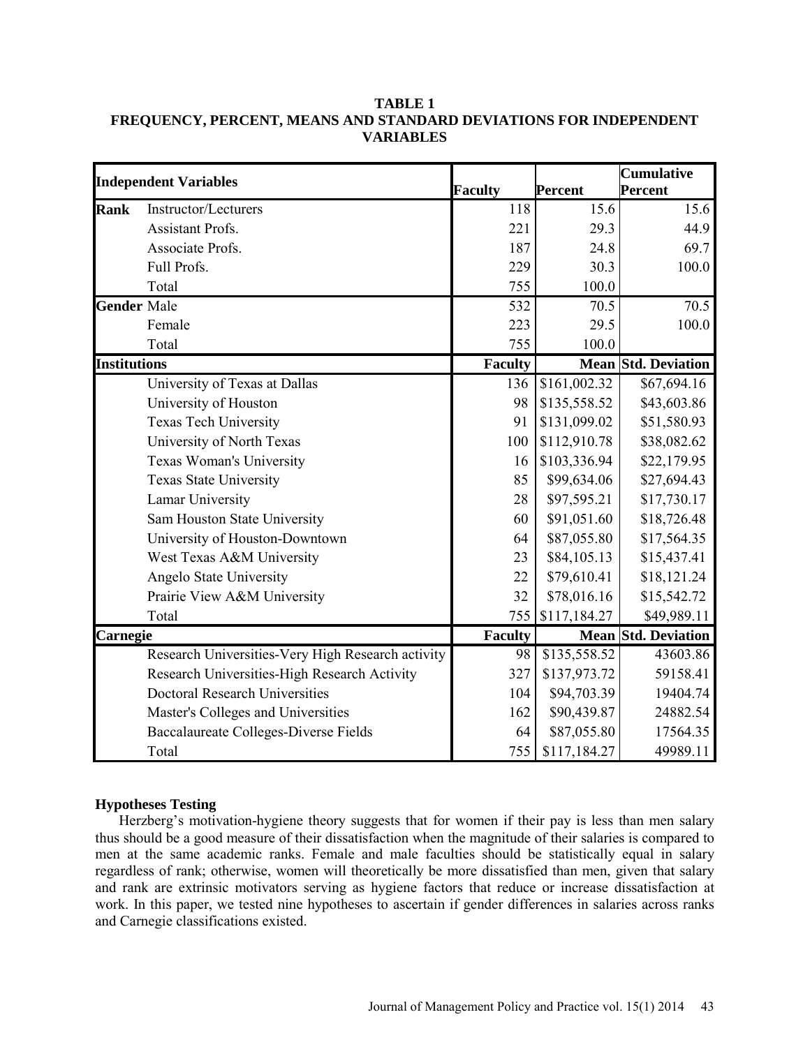**TABLE 1**
**FREQUENCY, PERCENT, MEANS AND STANDARD DEVIATIONS FOR INDEPENDENT VARIABLES**

| **Independent Variables** | | **Faculty** | **Percent** | **Cumulative Percent** |
|---|---|---|---|---|
| **Rank** | Instructor/Lecturers | 118 | 15.6 | 15.6 |
| | Assistant Profs. | 221 | 29.3 | 44.9 |
| | Associate Profs. | 187 | 24.8 | 69.7 |
| | Full Profs. | 229 | 30.3 | 100.0 |
| | Total | 755 | 100.0 | |
| **Gender** | Male | 532 | 70.5 | 70.5 |
| | Female | 223 | 29.5 | 100.0 |
| | Total | 755 | 100.0 | |
| **Institutions** | | **Faculty** | **Mean** | **Std. Deviation** |
| | University of Texas at Dallas | 136 | $161,002.32 | $67,694.16 |
| | University of Houston | 98 | $135,558.52 | $43,603.86 |
| | Texas Tech University | 91 | $131,099.02 | $51,580.93 |
| | University of North Texas | 100 | $112,910.78 | $38,082.62 |
| | Texas Woman's University | 16 | $103,336.94 | $22,179.95 |
| | Texas State University | 85 | $99,634.06 | $27,694.43 |
| | Lamar University | 28 | $97,595.21 | $17,730.17 |
| | Sam Houston State University | 60 | $91,051.60 | $18,726.48 |
| | University of Houston-Downtown | 64 | $87,055.80 | $17,564.35 |
| | West Texas A&M University | 23 | $84,105.13 | $15,437.41 |
| | Angelo State University | 22 | $79,610.41 | $18,121.24 |
| | Prairie View A&M University | 32 | $78,016.16 | $15,542.72 |
| | Total | 755 | $117,184.27 | $49,989.11 |
| **Carnegie** | | **Faculty** | **Mean** | **Std. Deviation** |
| | Research Universities-Very High Research activity | 98 | $135,558.52 | 43603.86 |
| | Research Universities-High Research Activity | 327 | $137,973.72 | 59158.41 |
| | Doctoral Research Universities | 104 | $94,703.39 | 19404.74 |
| | Master's Colleges and Universities | 162 | $90,439.87 | 24882.54 |
| | Baccalaureate Colleges-Diverse Fields | 64 | $87,055.80 | 17564.35 |
| | Total | 755 | $117,184.27 | 49989.11 |

**Hypotheses Testing**

Herzberg's motivation-hygiene theory suggests that for women if their pay is less than men salary thus should be a good measure of their dissatisfaction when the magnitude of their salaries is compared to men at the same academic ranks. Female and male faculties should be statistically equal in salary regardless of rank; otherwise, women will theoretically be more dissatisfied than men, given that salary and rank are extrinsic motivators serving as hygiene factors that reduce or increase dissatisfaction at work. In this paper, we tested nine hypotheses to ascertain if gender differences in salaries across ranks and Carnegie classifications existed.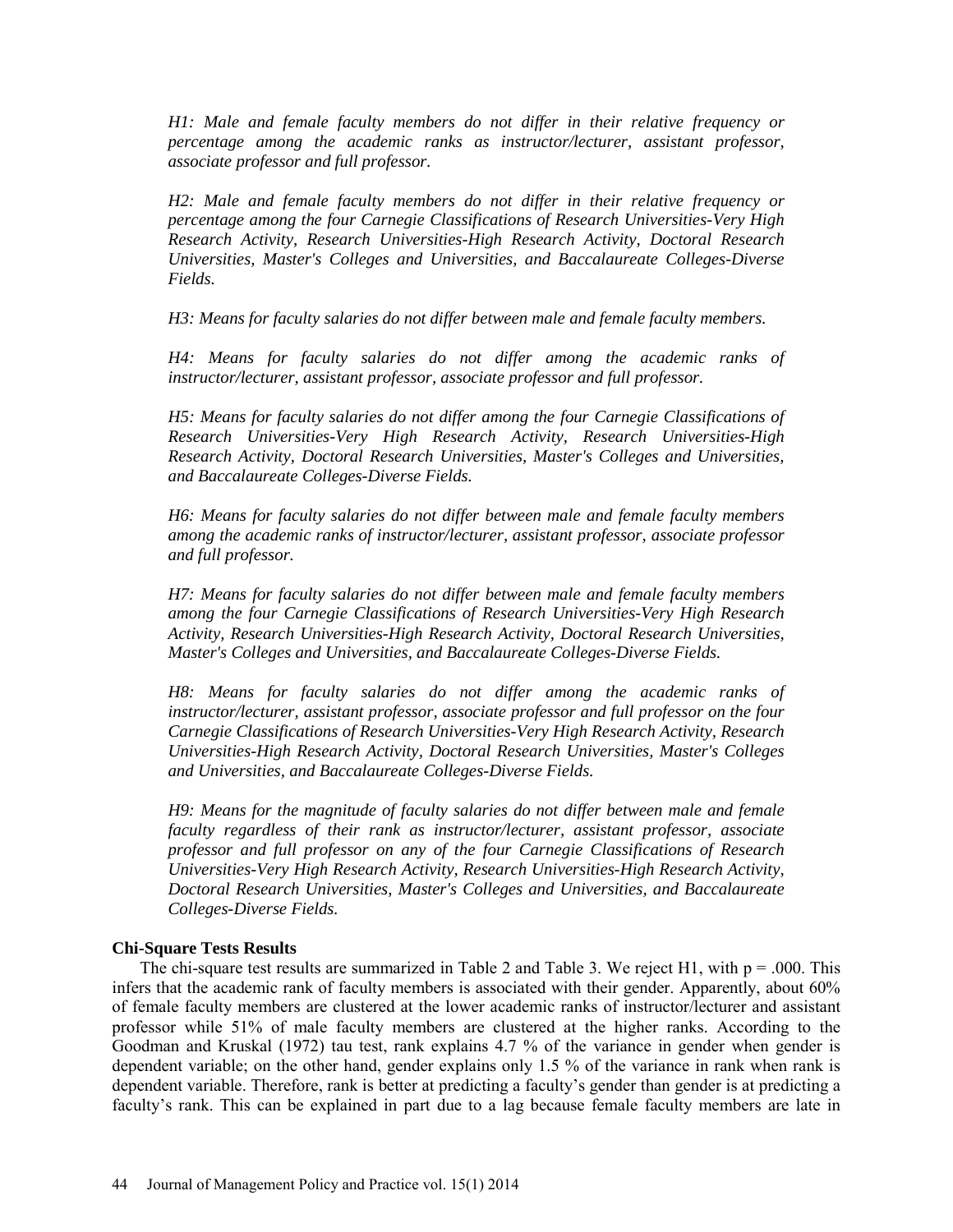*H1: Male and female faculty members do not differ in their relative frequency or percentage among the academic ranks as instructor/lecturer, assistant professor, associate professor and full professor.*

*H2: Male and female faculty members do not differ in their relative frequency or percentage among the four Carnegie Classifications of Research Universities-Very High Research Activity, Research Universities-High Research Activity, Doctoral Research Universities, Master's Colleges and Universities, and Baccalaureate Colleges-Diverse Fields.*

*H3: Means for faculty salaries do not differ between male and female faculty members.*

*H4: Means for faculty salaries do not differ among the academic ranks of instructor/lecturer, assistant professor, associate professor and full professor.*

*H5: Means for faculty salaries do not differ among the four Carnegie Classifications of Research Universities-Very High Research Activity, Research Universities-High Research Activity, Doctoral Research Universities, Master's Colleges and Universities, and Baccalaureate Colleges-Diverse Fields.*

*H6: Means for faculty salaries do not differ between male and female faculty members among the academic ranks of instructor/lecturer, assistant professor, associate professor and full professor.*

*H7: Means for faculty salaries do not differ between male and female faculty members among the four Carnegie Classifications of Research Universities-Very High Research Activity, Research Universities-High Research Activity, Doctoral Research Universities, Master's Colleges and Universities, and Baccalaureate Colleges-Diverse Fields.*

*H8: Means for faculty salaries do not differ among the academic ranks of instructor/lecturer, assistant professor, associate professor and full professor on the four Carnegie Classifications of Research Universities-Very High Research Activity, Research Universities-High Research Activity, Doctoral Research Universities, Master's Colleges and Universities, and Baccalaureate Colleges-Diverse Fields.*

*H9: Means for the magnitude of faculty salaries do not differ between male and female faculty regardless of their rank as instructor/lecturer, assistant professor, associate professor and full professor on any of the four Carnegie Classifications of Research Universities-Very High Research Activity, Research Universities-High Research Activity, Doctoral Research Universities, Master's Colleges and Universities, and Baccalaureate Colleges-Diverse Fields.*

### Chi-Square Tests Results

The chi-square test results are summarized in Table 2 and Table 3. We reject H1, with $p = .000$. This infers that the academic rank of faculty members is associated with their gender. Apparently, about 60% of female faculty members are clustered at the lower academic ranks of instructor/lecturer and assistant professor while 51% of male faculty members are clustered at the higher ranks. According to the Goodman and Kruskal (1972) tau test, rank explains 4.7 % of the variance in gender when gender is dependent variable; on the other hand, gender explains only 1.5 % of the variance in rank when rank is dependent variable. Therefore, rank is better at predicting a faculty's gender than gender is at predicting a faculty's rank. This can be explained in part due to a lag because female faculty members are late in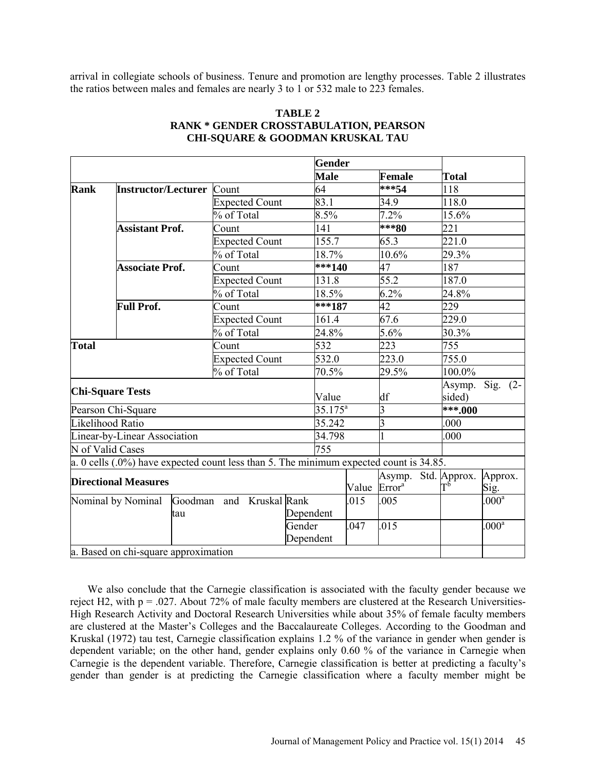arrival in collegiate schools of business. Tenure and promotion are lengthy processes. Table 2 illustrates the ratios between males and females are nearly 3 to 1 or 532 male to 223 females.

**TABLE 2**
**RANK * GENDER CROSSTABULATION, PEARSON CHI-SQUARE & GOODMAN KRUSKAL TAU**

| | | | Gender | | |
|---|---|---|---|---|---|
| | | | **Male** | **Female** | **Total** |
| **Rank** | **Instructor/Lecturer** | Count | 64 | **\*\*\*54** | 118 |
| | | Expected Count | 83.1 | 34.9 | 118.0 |
| | | % of Total | 8.5% | 7.2% | 15.6% |
| | **Assistant Prof.** | Count | 141 | **\*\*\*80** | 221 |
| | | Expected Count | 155.7 | 65.3 | 221.0 |
| | | % of Total | 18.7% | 10.6% | 29.3% |
| | **Associate Prof.** | Count | **\*\*\*140** | 47 | 187 |
| | | Expected Count | 131.8 | 55.2 | 187.0 |
| | | % of Total | 18.5% | 6.2% | 24.8% |
| | **Full Prof.** | Count | **\*\*\*187** | 42 | 229 |
| | | Expected Count | 161.4 | 67.6 | 229.0 |
| | | % of Total | 24.8% | 5.6% | 30.3% |
| **Total** | | Count | 532 | 223 | 755 |
| | | Expected Count | 532.0 | 223.0 | 755.0 |
| | | % of Total | 70.5% | 29.5% | 100.0% |

| **Chi-Square Tests** | Value | df | Asymp. Sig. (2-sided) |
|---|---|---|---|
| Pearson Chi-Square | 35.175[a] | 3 | **\*\*\*.000** |
| Likelihood Ratio | 35.242 | 3 | .000 |
| Linear-by-Linear Association | 34.798 | 1 | .000 |
| N of Valid Cases | 755 | | |

a. 0 cells (.0%) have expected count less than 5. The minimum expected count is 34.85.

| **Directional Measures** | | | Value | Asymp. Std. Error[a] | Approx. T[b] | Approx. Sig. |
|---|---|---|---|---|---|---|
| Nominal by Nominal | Goodman and Kruskal tau | Rank Dependent | .015 | .005 | | .000[a] |
| | | Gender Dependent | .047 | .015 | | .000[a] |

a. Based on chi-square approximation

We also conclude that the Carnegie classification is associated with the faculty gender because we reject H2, with p = .027. About 72% of male faculty members are clustered at the Research Universities-High Research Activity and Doctoral Research Universities while about 35% of female faculty members are clustered at the Master's Colleges and the Baccalaureate Colleges. According to the Goodman and Kruskal (1972) tau test, Carnegie classification explains 1.2 % of the variance in gender when gender is dependent variable; on the other hand, gender explains only 0.60 % of the variance in Carnegie when Carnegie is the dependent variable. Therefore, Carnegie classification is better at predicting a faculty's gender than gender is at predicting the Carnegie classification where a faculty member might be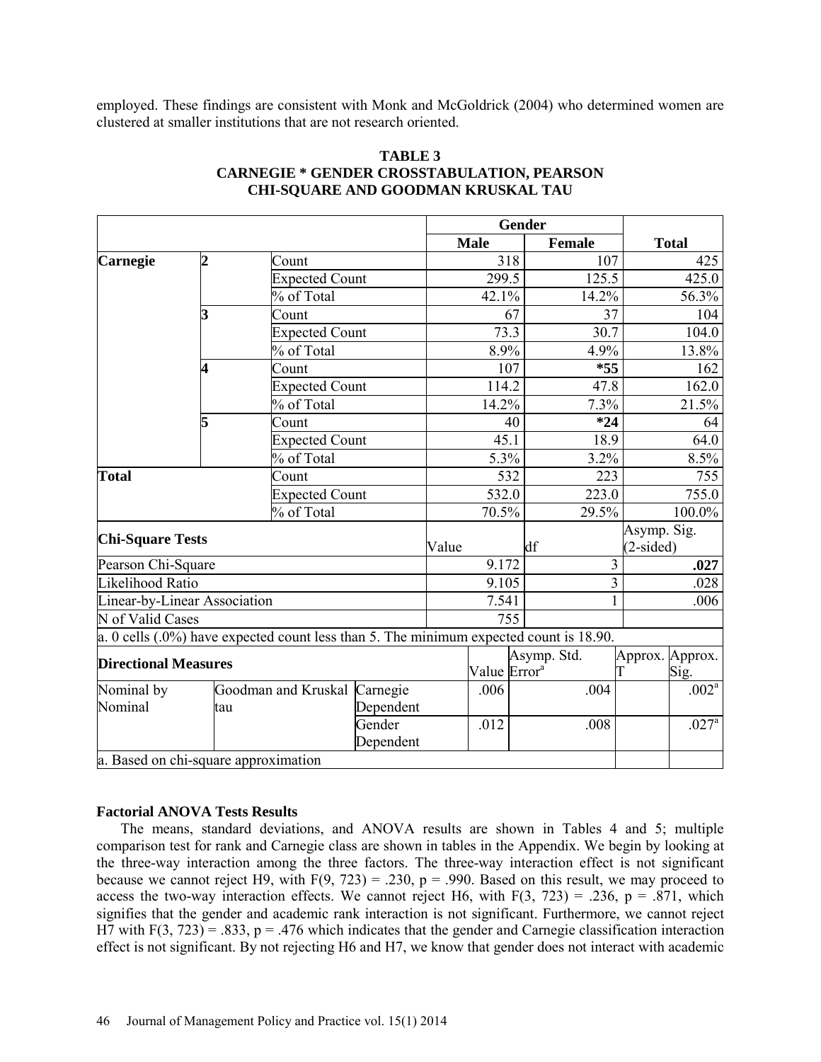employed. These findings are consistent with Monk and McGoldrick (2004) who determined women are clustered at smaller institutions that are not research oriented.

**TABLE 3**
**CARNEGIE * GENDER CROSSTABULATION, PEARSON CHI-SQUARE AND GOODMAN KRUSKAL TAU**

| | | | Gender | | |
|---|---|---|---|---|---|
| | | | **Male** | **Female** | **Total** |
| **Carnegie** | **2** | Count | 318 | 107 | 425 |
| | | Expected Count | 299.5 | 125.5 | 425.0 |
| | | % of Total | 42.1% | 14.2% | 56.3% |
| | **3** | Count | 67 | 37 | 104 |
| | | Expected Count | 73.3 | 30.7 | 104.0 |
| | | % of Total | 8.9% | 4.9% | 13.8% |
| | **4** | Count | 107 | ***55** | 162 |
| | | Expected Count | 114.2 | 47.8 | 162.0 |
| | | % of Total | 14.2% | 7.3% | 21.5% |
| | **5** | Count | 40 | ***24** | 64 |
| | | Expected Count | 45.1 | 18.9 | 64.0 |
| | | % of Total | 5.3% | 3.2% | 8.5% |
| **Total** | | Count | 532 | 223 | 755 |
| | | Expected Count | 532.0 | 223.0 | 755.0 |
| | | % of Total | 70.5% | 29.5% | 100.0% |

| **Chi-Square Tests** | Value | df | Asymp. Sig. (2-sided) |
|---|---|---|---|
| Pearson Chi-Square | 9.172 | 3 | **.027** |
| Likelihood Ratio | 9.105 | 3 | .028 |
| Linear-by-Linear Association | 7.541 | 1 | .006 |
| N of Valid Cases | 755 | | |

a. 0 cells (.0%) have expected count less than 5. The minimum expected count is 18.90.

| **Directional Measures** | | | Value | Asymp. Std. Error[a] | Approx. T | Approx. Sig. |
|---|---|---|---|---|---|---|
| Nominal by Nominal | Goodman and Kruskal tau | Carnegie Dependent | .006 | .004 | | .002[a] |
| | | Gender Dependent | .012 | .008 | | .027[a] |

a. Based on chi-square approximation

**Factorial ANOVA Tests Results**

The means, standard deviations, and ANOVA results are shown in Tables 4 and 5; multiple comparison test for rank and Carnegie class are shown in tables in the Appendix. We begin by looking at the three-way interaction among the three factors. The three-way interaction effect is not significant because we cannot reject H9, with $F(9, 723) = .230$, $p = .990$. Based on this result, we may proceed to access the two-way interaction effects. We cannot reject H6, with $F(3, 723) = .236$, $p = .871$, which signifies that the gender and academic rank interaction is not significant. Furthermore, we cannot reject H7 with $F(3, 723) = .833$, $p = .476$ which indicates that the gender and Carnegie classification interaction effect is not significant. By not rejecting H6 and H7, we know that gender does not interact with academic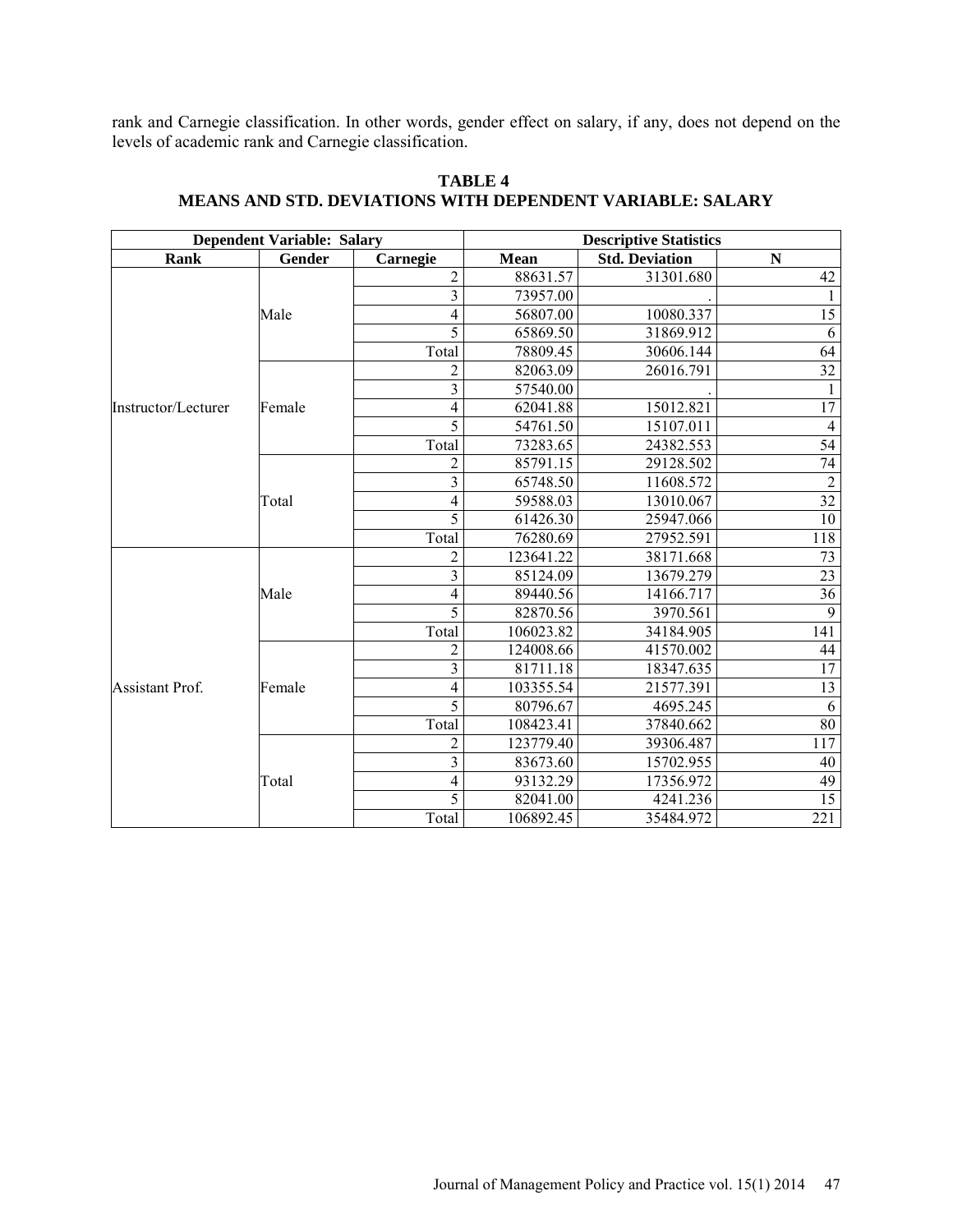rank and Carnegie classification. In other words, gender effect on salary, if any, does not depend on the levels of academic rank and Carnegie classification.

**TABLE 4**
**MEANS AND STD. DEVIATIONS WITH DEPENDENT VARIABLE: SALARY**

| Dependent Variable: Salary | | | Descriptive Statistics | | |
|---|---|---|---|---|---|
| **Rank** | **Gender** | **Carnegie** | **Mean** | **Std. Deviation** | **N** |
| Instructor/Lecturer | Male | 2 | 88631.57 | 31301.680 | 42 |
| | | 3 | 73957.00 | . | 1 |
| | | 4 | 56807.00 | 10080.337 | 15 |
| | | 5 | 65869.50 | 31869.912 | 6 |
| | | Total | 78809.45 | 30606.144 | 64 |
| | Female | 2 | 82063.09 | 26016.791 | 32 |
| | | 3 | 57540.00 | . | 1 |
| | | 4 | 62041.88 | 15012.821 | 17 |
| | | 5 | 54761.50 | 15107.011 | 4 |
| | | Total | 73283.65 | 24382.553 | 54 |
| | Total | 2 | 85791.15 | 29128.502 | 74 |
| | | 3 | 65748.50 | 11608.572 | 2 |
| | | 4 | 59588.03 | 13010.067 | 32 |
| | | 5 | 61426.30 | 25947.066 | 10 |
| | | Total | 76280.69 | 27952.591 | 118 |
| Assistant Prof. | Male | 2 | 123641.22 | 38171.668 | 73 |
| | | 3 | 85124.09 | 13679.279 | 23 |
| | | 4 | 89440.56 | 14166.717 | 36 |
| | | 5 | 82870.56 | 3970.561 | 9 |
| | | Total | 106023.82 | 34184.905 | 141 |
| | Female | 2 | 124008.66 | 41570.002 | 44 |
| | | 3 | 81711.18 | 18347.635 | 17 |
| | | 4 | 103355.54 | 21577.391 | 13 |
| | | 5 | 80796.67 | 4695.245 | 6 |
| | | Total | 108423.41 | 37840.662 | 80 |
| | Total | 2 | 123779.40 | 39306.487 | 117 |
| | | 3 | 83673.60 | 15702.955 | 40 |
| | | 4 | 93132.29 | 17356.972 | 49 |
| | | 5 | 82041.00 | 4241.236 | 15 |
| | | Total | 106892.45 | 35484.972 | 221 |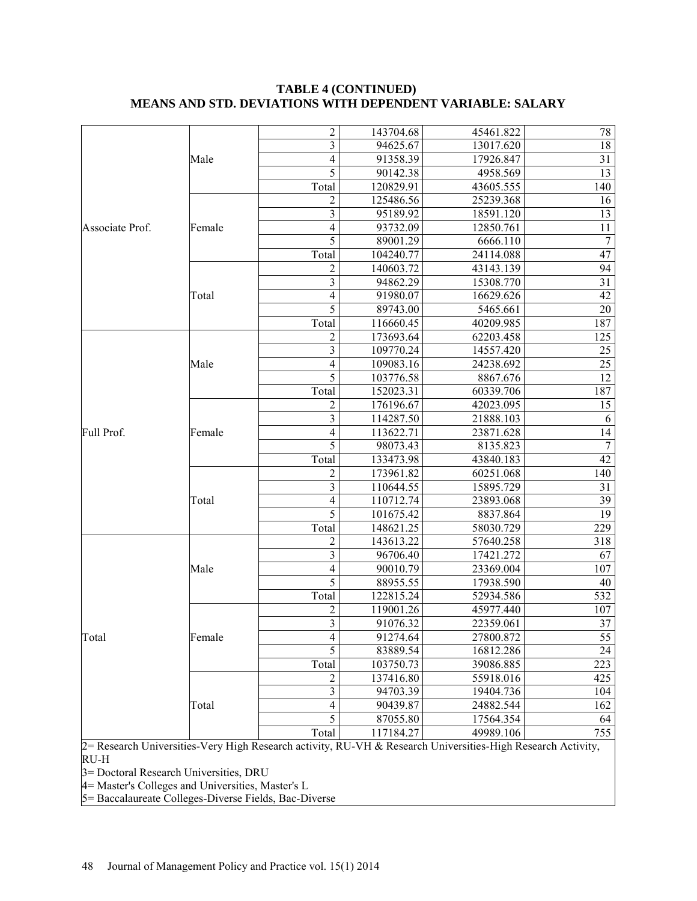**TABLE 4 (CONTINUED)**
**MEANS AND STD. DEVIATIONS WITH DEPENDENT VARIABLE: SALARY**

| | | | | | |
|---|---|---|---|---|---|
| Associate Prof. | Male | 2 | 143704.68 | 45461.822 | 78 |
| | | 3 | 94625.67 | 13017.620 | 18 |
| | | 4 | 91358.39 | 17926.847 | 31 |
| | | 5 | 90142.38 | 4958.569 | 13 |
| | | Total | 120829.91 | 43605.555 | 140 |
| | Female | 2 | 125486.56 | 25239.368 | 16 |
| | | 3 | 95189.92 | 18591.120 | 13 |
| | | 4 | 93732.09 | 12850.761 | 11 |
| | | 5 | 89001.29 | 6666.110 | 7 |
| | | Total | 104240.77 | 24114.088 | 47 |
| | Total | 2 | 140603.72 | 43143.139 | 94 |
| | | 3 | 94862.29 | 15308.770 | 31 |
| | | 4 | 91980.07 | 16629.626 | 42 |
| | | 5 | 89743.00 | 5465.661 | 20 |
| | | Total | 116660.45 | 40209.985 | 187 |
| Full Prof. | Male | 2 | 173693.64 | 62203.458 | 125 |
| | | 3 | 109770.24 | 14557.420 | 25 |
| | | 4 | 109083.16 | 24238.692 | 25 |
| | | 5 | 103776.58 | 8867.676 | 12 |
| | | Total | 152023.31 | 60339.706 | 187 |
| | Female | 2 | 176196.67 | 42023.095 | 15 |
| | | 3 | 114287.50 | 21888.103 | 6 |
| | | 4 | 113622.71 | 23871.628 | 14 |
| | | 5 | 98073.43 | 8135.823 | 7 |
| | | Total | 133473.98 | 43840.183 | 42 |
| | Total | 2 | 173961.82 | 60251.068 | 140 |
| | | 3 | 110644.55 | 15895.729 | 31 |
| | | 4 | 110712.74 | 23893.068 | 39 |
| | | 5 | 101675.42 | 8837.864 | 19 |
| | | Total | 148621.25 | 58030.729 | 229 |
| Total | Male | 2 | 143613.22 | 57640.258 | 318 |
| | | 3 | 96706.40 | 17421.272 | 67 |
| | | 4 | 90010.79 | 23369.004 | 107 |
| | | 5 | 88955.55 | 17938.590 | 40 |
| | | Total | 122815.24 | 52934.586 | 532 |
| | Female | 2 | 119001.26 | 45977.440 | 107 |
| | | 3 | 91076.32 | 22359.061 | 37 |
| | | 4 | 91274.64 | 27800.872 | 55 |
| | | 5 | 83889.54 | 16812.286 | 24 |
| | | Total | 103750.73 | 39086.885 | 223 |
| | Total | 2 | 137416.80 | 55918.016 | 425 |
| | | 3 | 94703.39 | 19404.736 | 104 |
| | | 4 | 90439.87 | 24882.544 | 162 |
| | | 5 | 87055.80 | 17564.354 | 64 |
| | | Total | 117184.27 | 49989.106 | 755 |

2= Research Universities-Very High Research activity, RU-VH & Research Universities-High Research Activity, RU-H
3= Doctoral Research Universities, DRU
4= Master's Colleges and Universities, Master's L
5= Baccalaureate Colleges-Diverse Fields, Bac-Diverse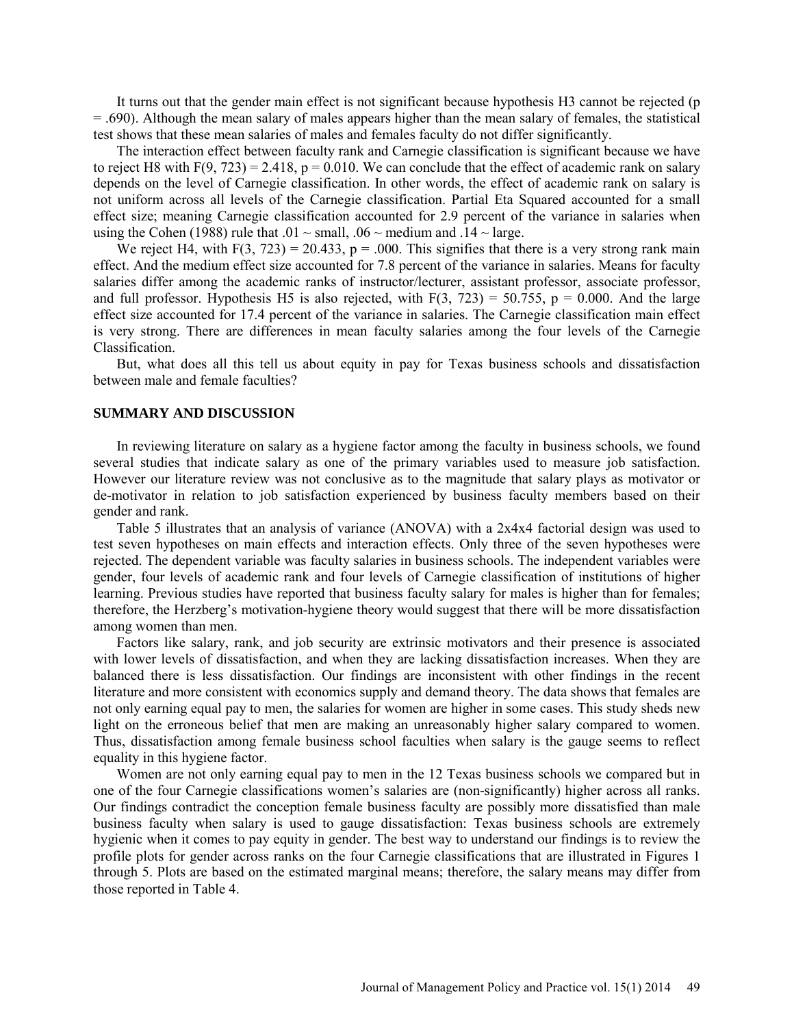It turns out that the gender main effect is not significant because hypothesis H3 cannot be rejected ($p = .690$). Although the mean salary of males appears higher than the mean salary of females, the statistical test shows that these mean salaries of males and females faculty do not differ significantly.

The interaction effect between faculty rank and Carnegie classification is significant because we have to reject H8 with $F(9, 723) = 2.418$, $p = 0.010$. We can conclude that the effect of academic rank on salary depends on the level of Carnegie classification. In other words, the effect of academic rank on salary is not uniform across all levels of the Carnegie classification. Partial Eta Squared accounted for a small effect size; meaning Carnegie classification accounted for 2.9 percent of the variance in salaries when using the Cohen (1988) rule that $.01 \sim$ small, $.06 \sim$ medium and $.14 \sim$ large.

We reject H4, with $F(3, 723) = 20.433$, $p = .000$. This signifies that there is a very strong rank main effect. And the medium effect size accounted for 7.8 percent of the variance in salaries. Means for faculty salaries differ among the academic ranks of instructor/lecturer, assistant professor, associate professor, and full professor. Hypothesis H5 is also rejected, with $F(3, 723) = 50.755$, $p = 0.000$. And the large effect size accounted for 17.4 percent of the variance in salaries. The Carnegie classification main effect is very strong. There are differences in mean faculty salaries among the four levels of the Carnegie Classification.

But, what does all this tell us about equity in pay for Texas business schools and dissatisfaction between male and female faculties?

## SUMMARY AND DISCUSSION

In reviewing literature on salary as a hygiene factor among the faculty in business schools, we found several studies that indicate salary as one of the primary variables used to measure job satisfaction. However our literature review was not conclusive as to the magnitude that salary plays as motivator or de-motivator in relation to job satisfaction experienced by business faculty members based on their gender and rank.

Table 5 illustrates that an analysis of variance (ANOVA) with a 2x4x4 factorial design was used to test seven hypotheses on main effects and interaction effects. Only three of the seven hypotheses were rejected. The dependent variable was faculty salaries in business schools. The independent variables were gender, four levels of academic rank and four levels of Carnegie classification of institutions of higher learning. Previous studies have reported that business faculty salary for males is higher than for females; therefore, the Herzberg's motivation-hygiene theory would suggest that there will be more dissatisfaction among women than men.

Factors like salary, rank, and job security are extrinsic motivators and their presence is associated with lower levels of dissatisfaction, and when they are lacking dissatisfaction increases. When they are balanced there is less dissatisfaction. Our findings are inconsistent with other findings in the recent literature and more consistent with economics supply and demand theory. The data shows that females are not only earning equal pay to men, the salaries for women are higher in some cases. This study sheds new light on the erroneous belief that men are making an unreasonably higher salary compared to women. Thus, dissatisfaction among female business school faculties when salary is the gauge seems to reflect equality in this hygiene factor.

Women are not only earning equal pay to men in the 12 Texas business schools we compared but in one of the four Carnegie classifications women's salaries are (non-significantly) higher across all ranks. Our findings contradict the conception female business faculty are possibly more dissatisfied than male business faculty when salary is used to gauge dissatisfaction: Texas business schools are extremely hygienic when it comes to pay equity in gender. The best way to understand our findings is to review the profile plots for gender across ranks on the four Carnegie classifications that are illustrated in Figures 1 through 5. Plots are based on the estimated marginal means; therefore, the salary means may differ from those reported in Table 4.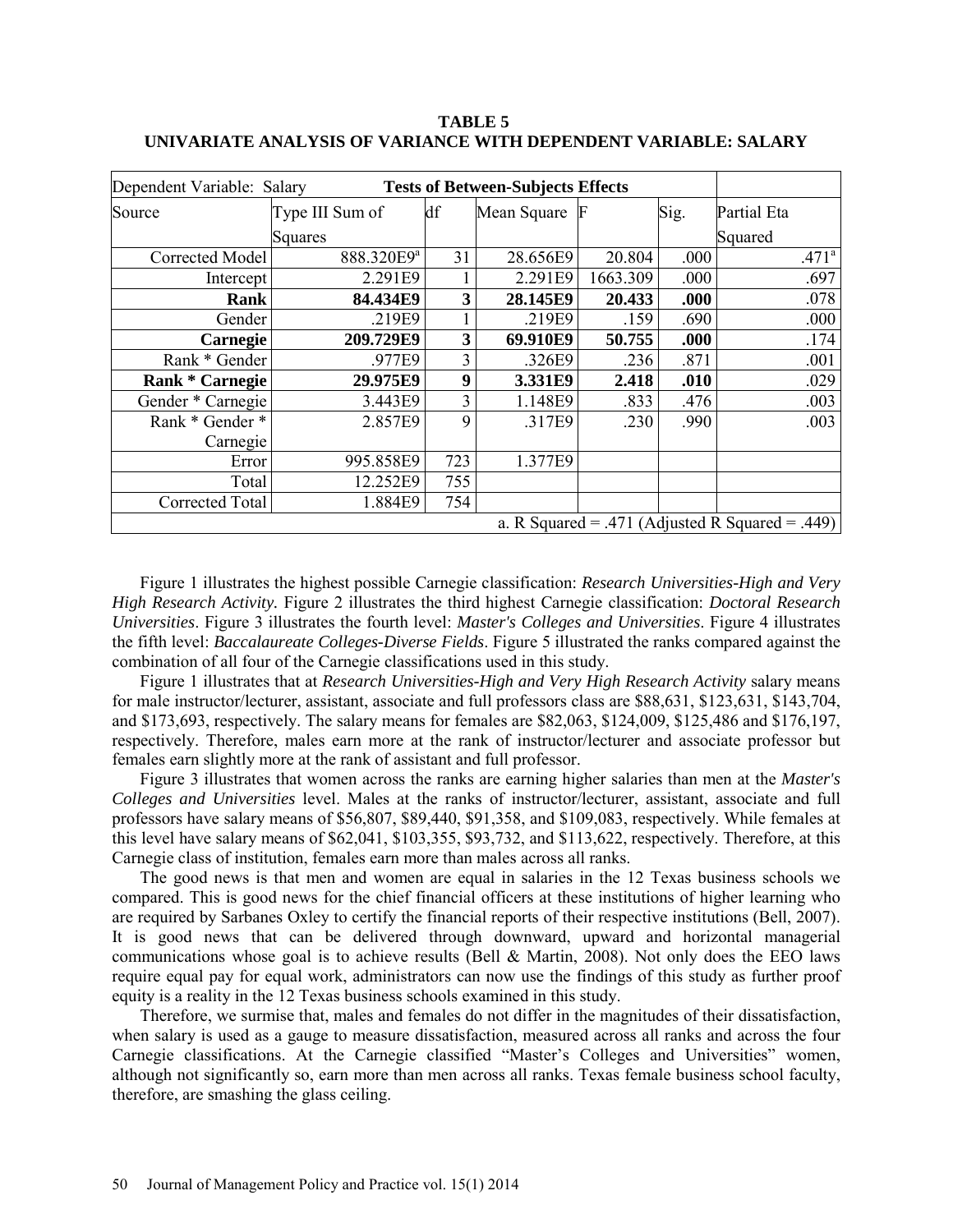**TABLE 5**
**UNIVARIATE ANALYSIS OF VARIANCE WITH DEPENDENT VARIABLE: SALARY**

| Dependent Variable: Salary | **Tests of Between-Subjects Effects** | | | | | |
|---|---|---|---|---|---|---|
| Source | Type III Sum of Squares | df | Mean Square | F | Sig. | Partial Eta Squared |
| Corrected Model | 888.320E9[a] | 31 | 28.656E9 | 20.804 | .000 | .471[a] |
| Intercept | 2.291E9 | 1 | 2.291E9 | 1663.309 | .000 | .697 |
| **Rank** | **84.434E9** | **3** | **28.145E9** | **20.433** | **.000** | .078 |
| Gender | .219E9 | 1 | .219E9 | .159 | .690 | .000 |
| **Carnegie** | **209.729E9** | **3** | **69.910E9** | **50.755** | **.000** | .174 |
| Rank * Gender | .977E9 | 3 | .326E9 | .236 | .871 | .001 |
| **Rank * Carnegie** | **29.975E9** | **9** | **3.331E9** | **2.418** | **.010** | .029 |
| Gender * Carnegie | 3.443E9 | 3 | 1.148E9 | .833 | .476 | .003 |
| Rank * Gender * Carnegie | 2.857E9 | 9 | .317E9 | .230 | .990 | .003 |
| Error | 995.858E9 | 723 | 1.377E9 | | | |
| Total | 12.252E9 | 755 | | | | |
| Corrected Total | 1.884E9 | 754 | | | | |
| a. R Squared = .471 (Adjusted R Squared = .449) | | | | | | |

Figure 1 illustrates the highest possible Carnegie classification: *Research Universities-High and Very High Research Activity.* Figure 2 illustrates the third highest Carnegie classification: *Doctoral Research Universities*. Figure 3 illustrates the fourth level: *Master's Colleges and Universities*. Figure 4 illustrates the fifth level: *Baccalaureate Colleges-Diverse Fields*. Figure 5 illustrated the ranks compared against the combination of all four of the Carnegie classifications used in this study.

Figure 1 illustrates that at *Research Universities-High and Very High Research Activity* salary means for male instructor/lecturer, assistant, associate and full professors class are \$88,631, \$123,631, \$143,704, and \$173,693, respectively. The salary means for females are \$82,063, \$124,009, \$125,486 and \$176,197, respectively. Therefore, males earn more at the rank of instructor/lecturer and associate professor but females earn slightly more at the rank of assistant and full professor.

Figure 3 illustrates that women across the ranks are earning higher salaries than men at the *Master's Colleges and Universities* level. Males at the ranks of instructor/lecturer, assistant, associate and full professors have salary means of \$56,807, \$89,440, \$91,358, and \$109,083, respectively. While females at this level have salary means of \$62,041, \$103,355, \$93,732, and \$113,622, respectively. Therefore, at this Carnegie class of institution, females earn more than males across all ranks.

The good news is that men and women are equal in salaries in the 12 Texas business schools we compared. This is good news for the chief financial officers at these institutions of higher learning who are required by Sarbanes Oxley to certify the financial reports of their respective institutions (Bell, 2007). It is good news that can be delivered through downward, upward and horizontal managerial communications whose goal is to achieve results (Bell & Martin, 2008). Not only does the EEO laws require equal pay for equal work, administrators can now use the findings of this study as further proof equity is a reality in the 12 Texas business schools examined in this study.

Therefore, we surmise that, males and females do not differ in the magnitudes of their dissatisfaction, when salary is used as a gauge to measure dissatisfaction, measured across all ranks and across the four Carnegie classifications. At the Carnegie classified "Master's Colleges and Universities" women, although not significantly so, earn more than men across all ranks. Texas female business school faculty, therefore, are smashing the glass ceiling.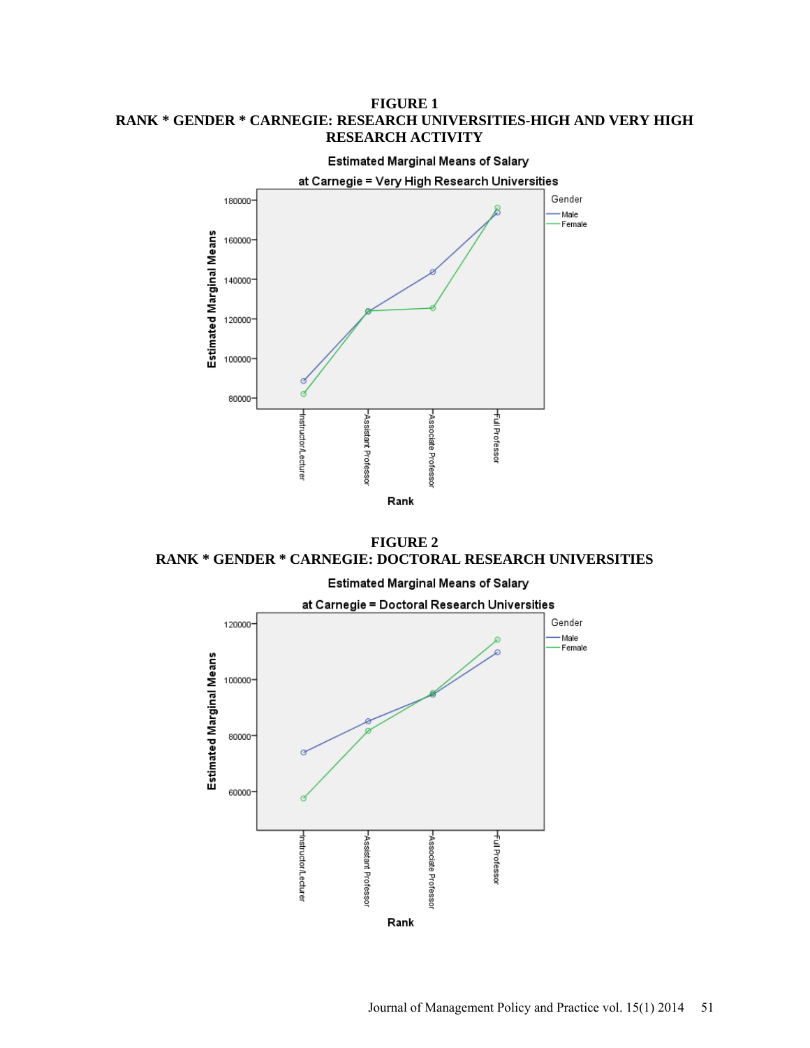**FIGURE 1**
**RANK * GENDER * CARNEGIE: RESEARCH UNIVERSITIES-HIGH AND VERY HIGH RESEARCH ACTIVITY**

**FIGURE 2**
**RANK * GENDER * CARNEGIE: DOCTORAL RESEARCH UNIVERSITIES**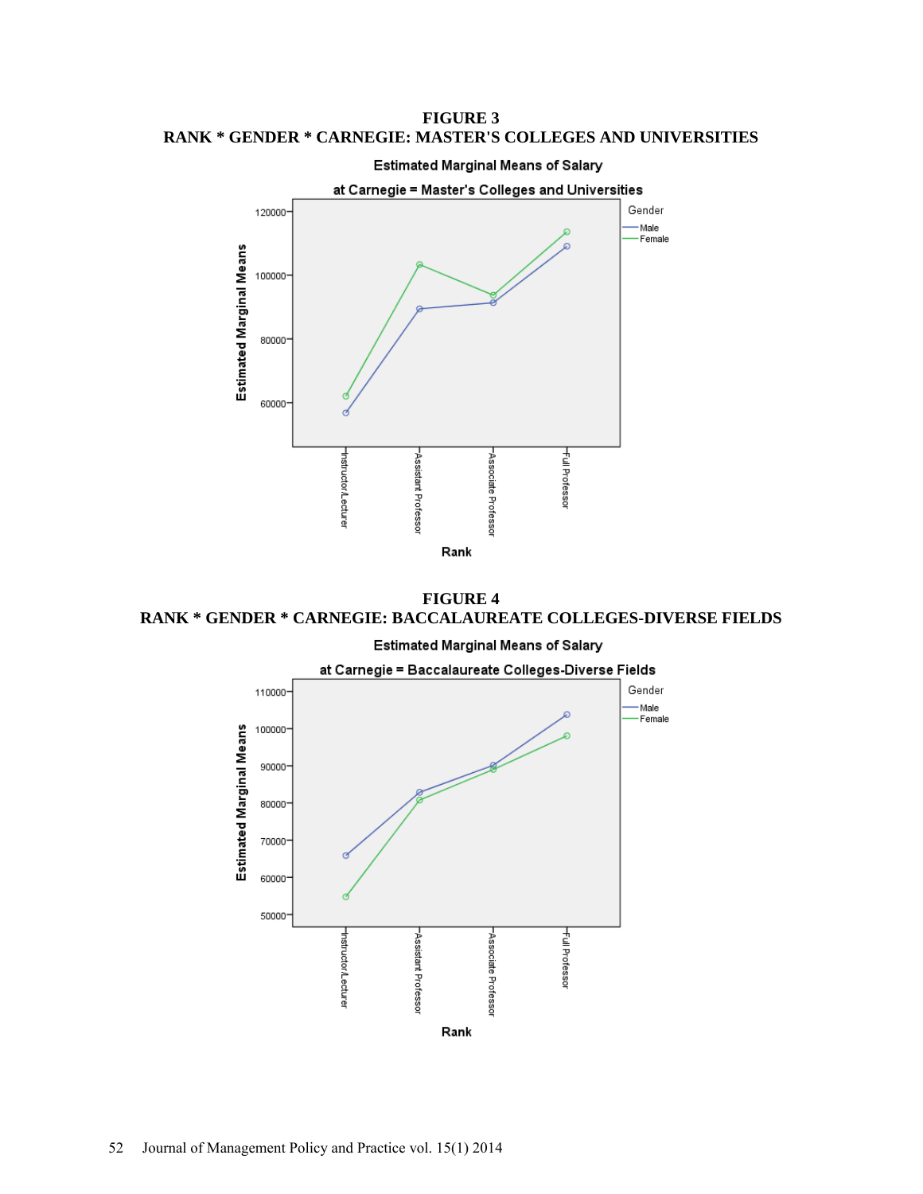**FIGURE 3**
**RANK * GENDER * CARNEGIE: MASTER'S COLLEGES AND UNIVERSITIES**

Estimated Marginal Means of Salary

at Carnegie = Master's Colleges and Universities

**FIGURE 4**
**RANK * GENDER * CARNEGIE: BACCALAUREATE COLLEGES-DIVERSE FIELDS**

Estimated Marginal Means of Salary

at Carnegie = Baccalaureate Colleges-Diverse Fields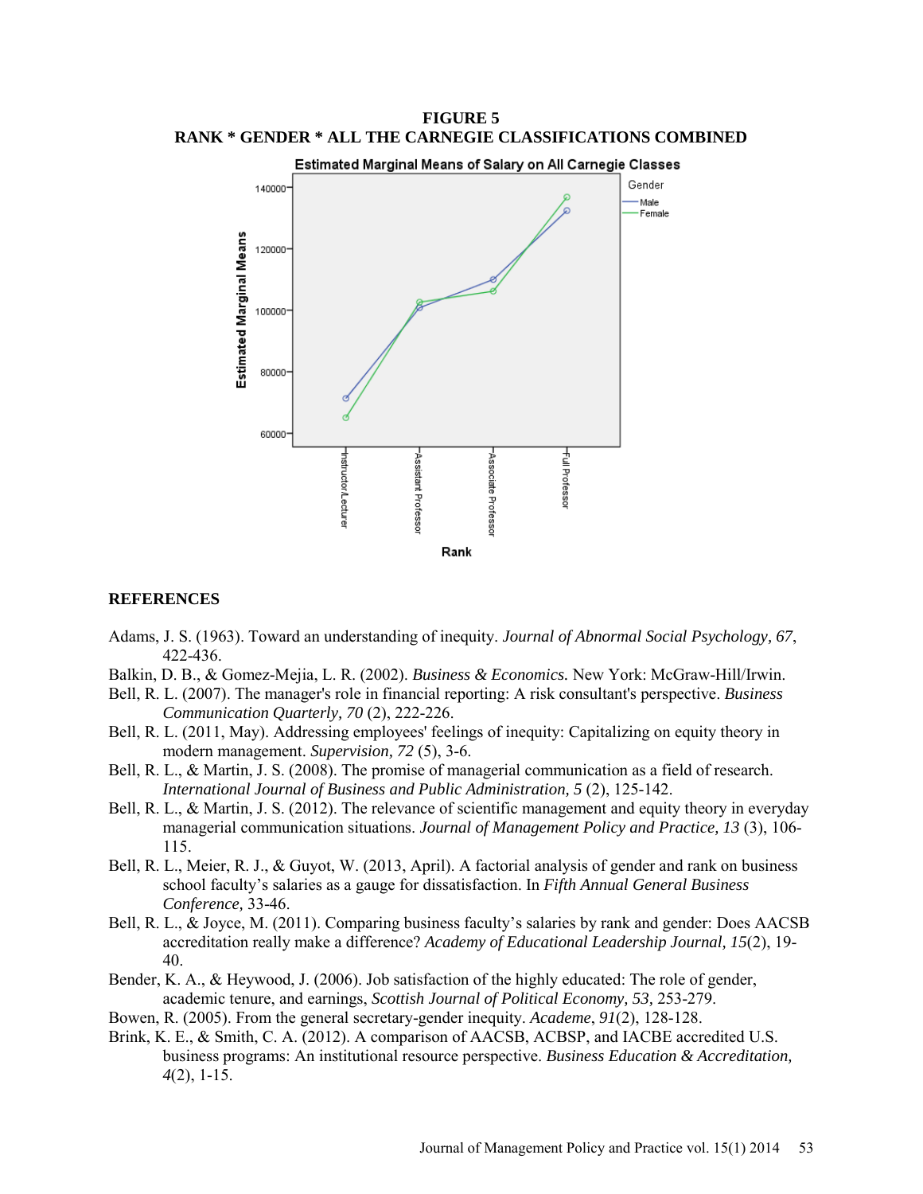**FIGURE 5**
**RANK * GENDER * ALL THE CARNEGIE CLASSIFICATIONS COMBINED**

## REFERENCES

Adams, J. S. (1963). Toward an understanding of inequity. *Journal of Abnormal Social Psychology, 67*, 422-436.

Balkin, D. B., & Gomez-Mejia, L. R. (2002). *Business & Economics.* New York: McGraw-Hill/Irwin.

Bell, R. L. (2007). The manager's role in financial reporting: A risk consultant's perspective. *Business Communication Quarterly, 70* (2), 222-226.

Bell, R. L. (2011, May). Addressing employees' feelings of inequity: Capitalizing on equity theory in modern management. *Supervision, 72* (5), 3-6.

Bell, R. L., & Martin, J. S. (2008). The promise of managerial communication as a field of research. *International Journal of Business and Public Administration, 5* (2), 125-142.

Bell, R. L., & Martin, J. S. (2012). The relevance of scientific management and equity theory in everyday managerial communication situations. *Journal of Management Policy and Practice, 13* (3), 106-115.

Bell, R. L., Meier, R. J., & Guyot, W. (2013, April). A factorial analysis of gender and rank on business school faculty's salaries as a gauge for dissatisfaction. In *Fifth Annual General Business Conference,* 33-46.

Bell, R. L., & Joyce, M. (2011). Comparing business faculty's salaries by rank and gender: Does AACSB accreditation really make a difference? *Academy of Educational Leadership Journal, 15*(2), 19-40.

Bender, K. A., & Heywood, J. (2006). Job satisfaction of the highly educated: The role of gender, academic tenure, and earnings, *Scottish Journal of Political Economy, 53,* 253-279.

Bowen, R. (2005). From the general secretary-gender inequity. *Academe*, *91*(2), 128-128.

Brink, K. E., & Smith, C. A. (2012). A comparison of AACSB, ACBSP, and IACBE accredited U.S. business programs: An institutional resource perspective. *Business Education & Accreditation, 4*(2), 1-15.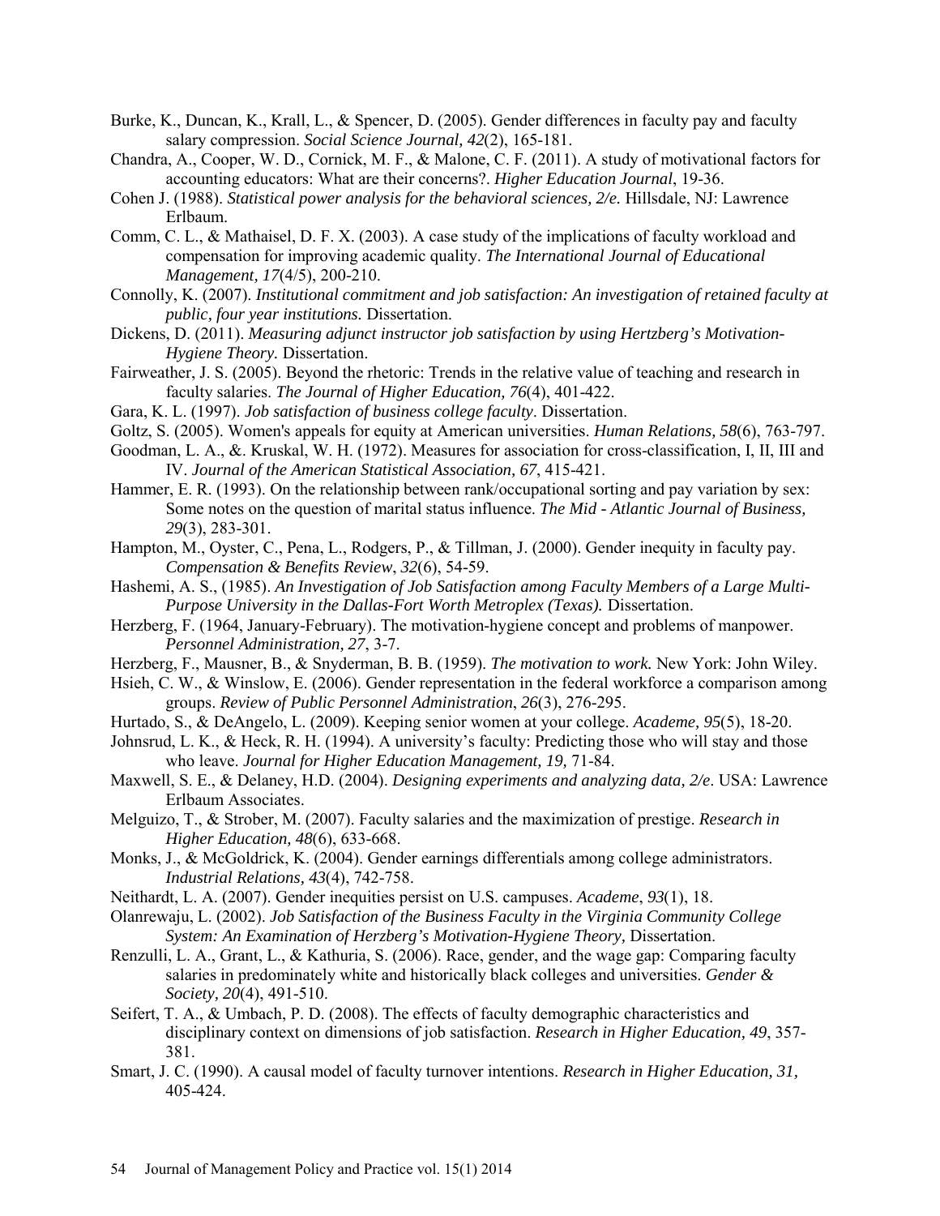Burke, K., Duncan, K., Krall, L., & Spencer, D. (2005). Gender differences in faculty pay and faculty salary compression. *Social Science Journal, 42*(2), 165-181.

Chandra, A., Cooper, W. D., Cornick, M. F., & Malone, C. F. (2011). A study of motivational factors for accounting educators: What are their concerns?. *Higher Education Journal*, 19-36.

Cohen J. (1988). *Statistical power analysis for the behavioral sciences, 2/e.* Hillsdale, NJ: Lawrence Erlbaum.

Comm, C. L., & Mathaisel, D. F. X. (2003). A case study of the implications of faculty workload and compensation for improving academic quality. *The International Journal of Educational Management, 17*(4/5), 200-210.

Connolly, K. (2007). *Institutional commitment and job satisfaction: An investigation of retained faculty at public, four year institutions.* Dissertation.

Dickens, D. (2011). *Measuring adjunct instructor job satisfaction by using Hertzberg's Motivation-Hygiene Theory.* Dissertation.

Fairweather, J. S. (2005). Beyond the rhetoric: Trends in the relative value of teaching and research in faculty salaries. *The Journal of Higher Education, 76*(4), 401-422.

Gara, K. L. (1997). *Job satisfaction of business college faculty*. Dissertation.

Goltz, S. (2005). Women's appeals for equity at American universities. *Human Relations, 58*(6), 763-797.

Goodman, L. A., &. Kruskal, W. H. (1972). Measures for association for cross-classification, I, II, III and IV. *Journal of the American Statistical Association, 67*, 415-421.

Hammer, E. R. (1993). On the relationship between rank/occupational sorting and pay variation by sex: Some notes on the question of marital status influence. *The Mid - Atlantic Journal of Business, 29*(3), 283-301.

Hampton, M., Oyster, C., Pena, L., Rodgers, P., & Tillman, J. (2000). Gender inequity in faculty pay. *Compensation & Benefits Review*, *32*(6), 54-59.

Hashemi, A. S., (1985). *An Investigation of Job Satisfaction among Faculty Members of a Large Multi-Purpose University in the Dallas-Fort Worth Metroplex (Texas).* Dissertation.

Herzberg, F. (1964, January-February). The motivation-hygiene concept and problems of manpower. *Personnel Administration, 27*, 3-7.

Herzberg, F., Mausner, B., & Snyderman, B. B. (1959). *The motivation to work.* New York: John Wiley.

Hsieh, C. W., & Winslow, E. (2006). Gender representation in the federal workforce a comparison among groups. *Review of Public Personnel Administration*, *26*(3), 276-295.

Hurtado, S., & DeAngelo, L. (2009). Keeping senior women at your college. *Academe, 95*(5), 18-20.

Johnsrud, L. K., & Heck, R. H. (1994). A university's faculty: Predicting those who will stay and those who leave. *Journal for Higher Education Management, 19,* 71-84.

Maxwell, S. E., & Delaney, H.D. (2004). *Designing experiments and analyzing data, 2/e*. USA: Lawrence Erlbaum Associates.

Melguizo, T., & Strober, M. (2007). Faculty salaries and the maximization of prestige. *Research in Higher Education, 48*(6), 633-668.

Monks, J., & McGoldrick, K. (2004). Gender earnings differentials among college administrators. *Industrial Relations, 43*(4), 742-758.

Neithardt, L. A. (2007). Gender inequities persist on U.S. campuses. *Academe*, *93*(1), 18.

Olanrewaju, L. (2002). *Job Satisfaction of the Business Faculty in the Virginia Community College System: An Examination of Herzberg's Motivation-Hygiene Theory,* Dissertation.

Renzulli, L. A., Grant, L., & Kathuria, S. (2006). Race, gender, and the wage gap: Comparing faculty salaries in predominately white and historically black colleges and universities. *Gender & Society, 20*(4), 491-510.

Seifert, T. A., & Umbach, P. D. (2008). The effects of faculty demographic characteristics and disciplinary context on dimensions of job satisfaction. *Research in Higher Education, 49*, 357-381.

Smart, J. C. (1990). A causal model of faculty turnover intentions. *Research in Higher Education, 31,* 405-424.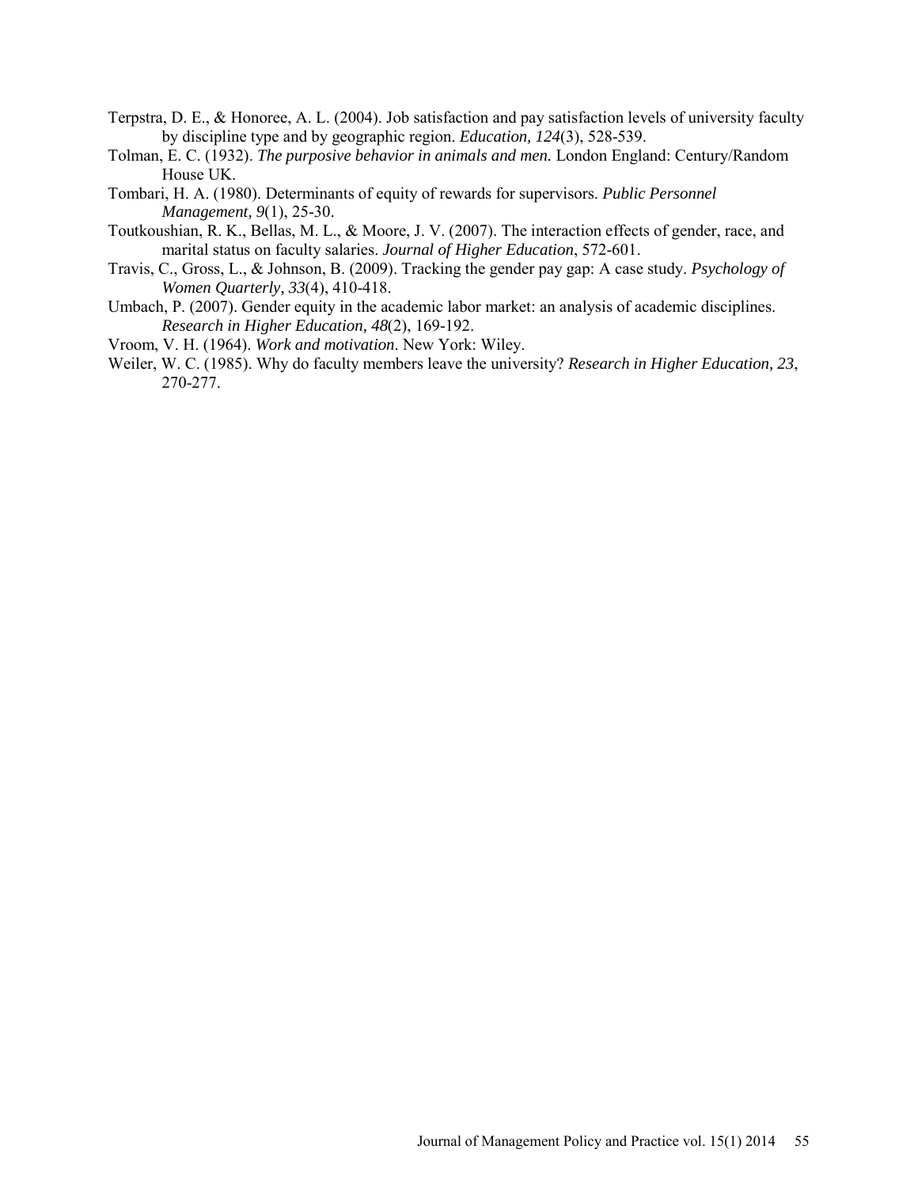Terpstra, D. E., & Honoree, A. L. (2004). Job satisfaction and pay satisfaction levels of university faculty by discipline type and by geographic region. *Education, 124*(3), 528-539.

Tolman, E. C. (1932). *The purposive behavior in animals and men.* London England: Century/Random House UK.

Tombari, H. A. (1980). Determinants of equity of rewards for supervisors. *Public Personnel Management, 9*(1), 25-30.

Toutkoushian, R. K., Bellas, M. L., & Moore, J. V. (2007). The interaction effects of gender, race, and marital status on faculty salaries. *Journal of Higher Education*, 572-601.

Travis, C., Gross, L., & Johnson, B. (2009). Tracking the gender pay gap: A case study. *Psychology of Women Quarterly, 33*(4), 410-418.

Umbach, P. (2007). Gender equity in the academic labor market: an analysis of academic disciplines. *Research in Higher Education, 48*(2), 169-192.

Vroom, V. H. (1964). *Work and motivation*. New York: Wiley.

Weiler, W. C. (1985). Why do faculty members leave the university? *Research in Higher Education, 23*, 270-277.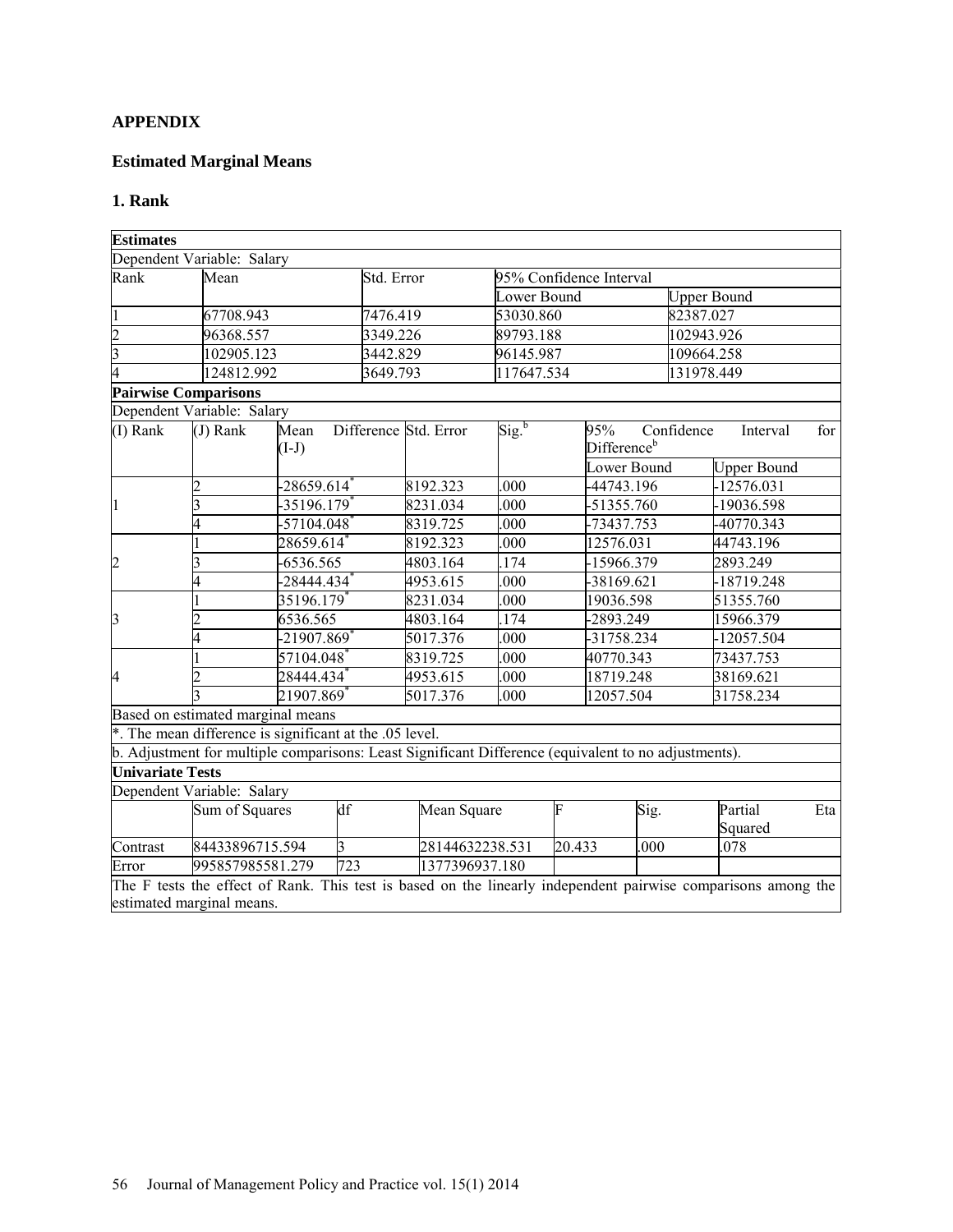## APPENDIX

### Estimated Marginal Means

#### 1. Rank

**Estimates**

Dependent Variable: Salary

| Rank | Mean | Std. Error | 95% Confidence Interval | |
|---|---|---|---|---|
| | | | Lower Bound | Upper Bound |
| 1 | 67708.943 | 7476.419 | 53030.860 | 82387.027 |
| 2 | 96368.557 | 3349.226 | 89793.188 | 102943.926 |
| 3 | 102905.123 | 3442.829 | 96145.987 | 109664.258 |
| 4 | 124812.992 | 3649.793 | 117647.534 | 131978.449 |

**Pairwise Comparisons**

Dependent Variable: Salary

| (I) Rank | (J) Rank | Mean Difference (I-J) | Std. Error | Sig.[b] | 95% Confidence Interval for Difference[b] | |
|---|---|---|---|---|---|---|
| | | | | | Lower Bound | Upper Bound |
| 1 | 2 | -28659.614* | 8192.323 | .000 | -44743.196 | -12576.031 |
| | 3 | -35196.179* | 8231.034 | .000 | -51355.760 | -19036.598 |
| | 4 | -57104.048* | 8319.725 | .000 | -73437.753 | -40770.343 |
| 2 | 1 | 28659.614* | 8192.323 | .000 | 12576.031 | 44743.196 |
| | 3 | -6536.565 | 4803.164 | .174 | -15966.379 | 2893.249 |
| | 4 | -28444.434* | 4953.615 | .000 | -38169.621 | -18719.248 |
| 3 | 1 | 35196.179* | 8231.034 | .000 | 19036.598 | 51355.760 |
| | 2 | 6536.565 | 4803.164 | .174 | -2893.249 | 15966.379 |
| | 4 | -21907.869* | 5017.376 | .000 | -31758.234 | -12057.504 |
| 4 | 1 | 57104.048* | 8319.725 | .000 | 40770.343 | 73437.753 |
| | 2 | 28444.434* | 4953.615 | .000 | 18719.248 | 38169.621 |
| | 3 | 21907.869* | 5017.376 | .000 | 12057.504 | 31758.234 |

Based on estimated marginal means

*. The mean difference is significant at the .05 level.

b. Adjustment for multiple comparisons: Least Significant Difference (equivalent to no adjustments).

**Univariate Tests**

Dependent Variable: Salary

| | Sum of Squares | df | Mean Square | F | Sig. | Partial Eta Squared |
|---|---|---|---|---|---|---|
| Contrast | 84433896715.594 | 3 | 28144632238.531 | 20.433 | .000 | .078 |
| Error | 995857985581.279 | 723 | 1377396937.180 | | | |

The F tests the effect of Rank. This test is based on the linearly independent pairwise comparisons among the estimated marginal means.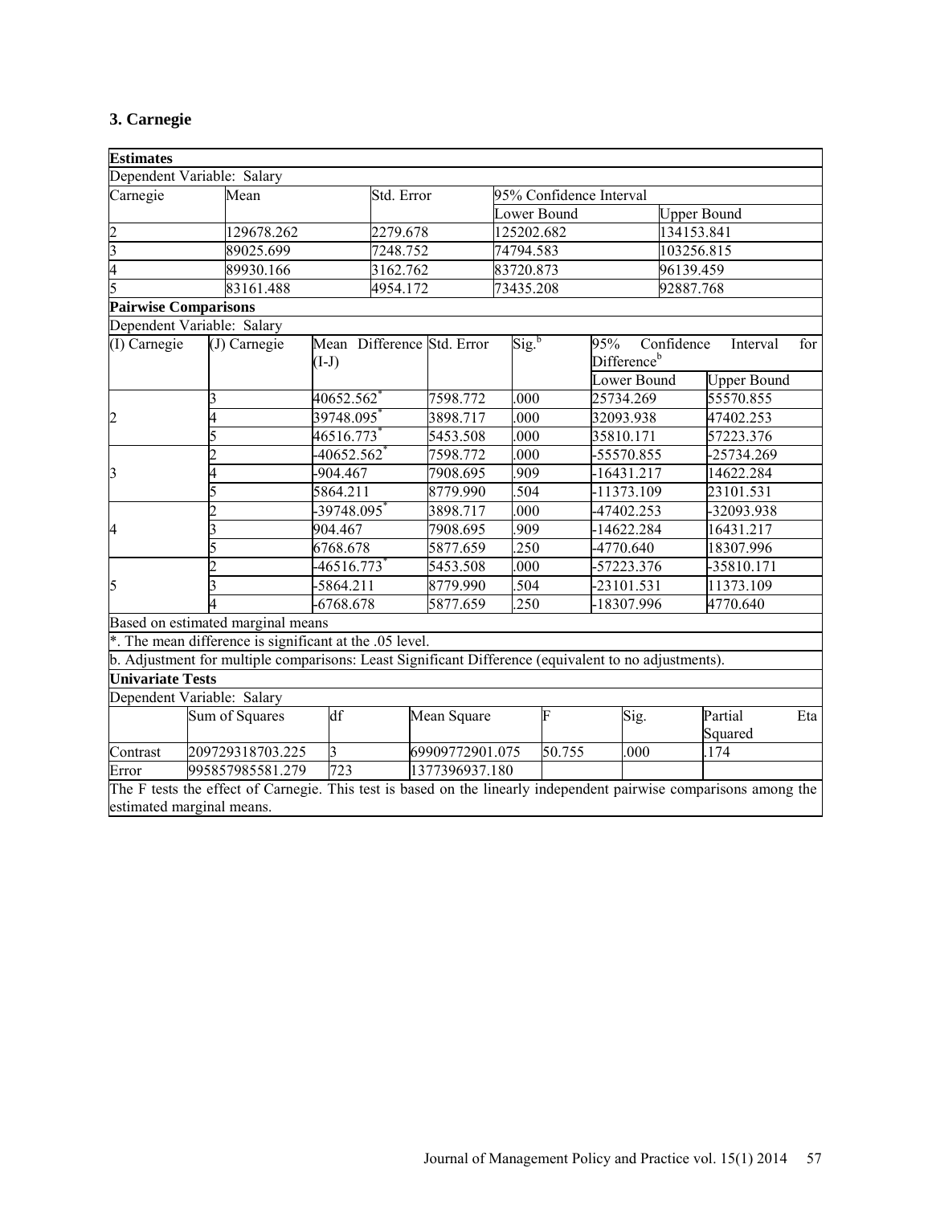### 3. Carnegie

**Estimates**

Dependent Variable: Salary

| Carnegie | Mean | Std. Error | 95% Confidence Interval | |
|---|---|---|---|---|
| | | | Lower Bound | Upper Bound |
| 2 | 129678.262 | 2279.678 | 125202.682 | 134153.841 |
| 3 | 89025.699 | 7248.752 | 74794.583 | 103256.815 |
| 4 | 89930.166 | 3162.762 | 83720.873 | 96139.459 |
| 5 | 83161.488 | 4954.172 | 73435.208 | 92887.768 |

**Pairwise Comparisons**

Dependent Variable: Salary

| (I) Carnegie | (J) Carnegie | Mean Difference (I-J) | Std. Error | Sig.[b] | 95% Confidence Interval for Difference[b] | |
|---|---|---|---|---|---|---|
| | | | | | Lower Bound | Upper Bound |
| 2 | 3 | 40652.562* | 7598.772 | .000 | 25734.269 | 55570.855 |
| | 4 | 39748.095* | 3898.717 | .000 | 32093.938 | 47402.253 |
| | 5 | 46516.773* | 5453.508 | .000 | 35810.171 | 57223.376 |
| 3 | 2 | -40652.562* | 7598.772 | .000 | -55570.855 | -25734.269 |
| | 4 | -904.467 | 7908.695 | .909 | -16431.217 | 14622.284 |
| | 5 | 5864.211 | 8779.990 | .504 | -11373.109 | 23101.531 |
| 4 | 2 | -39748.095* | 3898.717 | .000 | -47402.253 | -32093.938 |
| | 3 | 904.467 | 7908.695 | .909 | -14622.284 | 16431.217 |
| | 5 | 6768.678 | 5877.659 | .250 | -4770.640 | 18307.996 |
| 5 | 2 | -46516.773* | 5453.508 | .000 | -57223.376 | -35810.171 |
| | 3 | -5864.211 | 8779.990 | .504 | -23101.531 | 11373.109 |
| | 4 | -6768.678 | 5877.659 | .250 | -18307.996 | 4770.640 |

Based on estimated marginal means

*. The mean difference is significant at the .05 level.

b. Adjustment for multiple comparisons: Least Significant Difference (equivalent to no adjustments).

**Univariate Tests**

Dependent Variable: Salary

| | Sum of Squares | df | Mean Square | F | Sig. | Partial Eta Squared |
|---|---|---|---|---|---|---|
| Contrast | 209729318703.225 | 3 | 69909772901.075 | 50.755 | .000 | .174 |
| Error | 995857985581.279 | 723 | 1377396937.180 | | | |

The F tests the effect of Carnegie. This test is based on the linearly independent pairwise comparisons among the estimated marginal means.